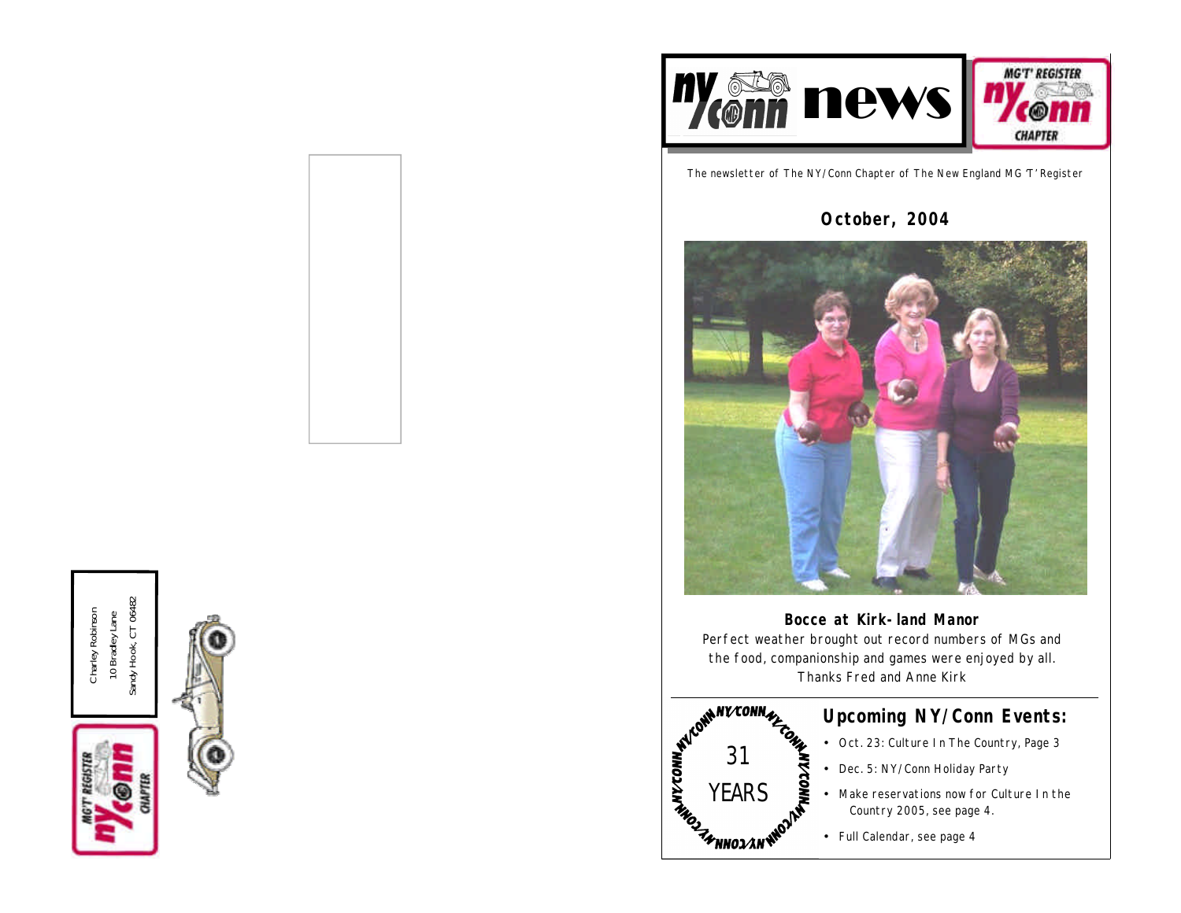Charley Robinson
10 Bradley Lane
Sandy Hook, CT 06482

# ny/conn news

MG'T' REGISTER ny/conn CHAPTER

The newsletter of The NY/Conn Chapter of The New England MG 'T' Register

## October, 2004

**Bocce at Kirk-land Manor**

Perfect weather brought out record numbers of MGs and the food, companionship and games were enjoyed by all. Thanks Fred and Anne Kirk

31 YEARS

## Upcoming NY/Conn Events:

- Oct. 23: Culture In The Country, Page 3
- Dec. 5: NY/Conn Holiday Party
- Make reservations now for Culture In the Country 2005, see page 4.
- Full Calendar, see page 4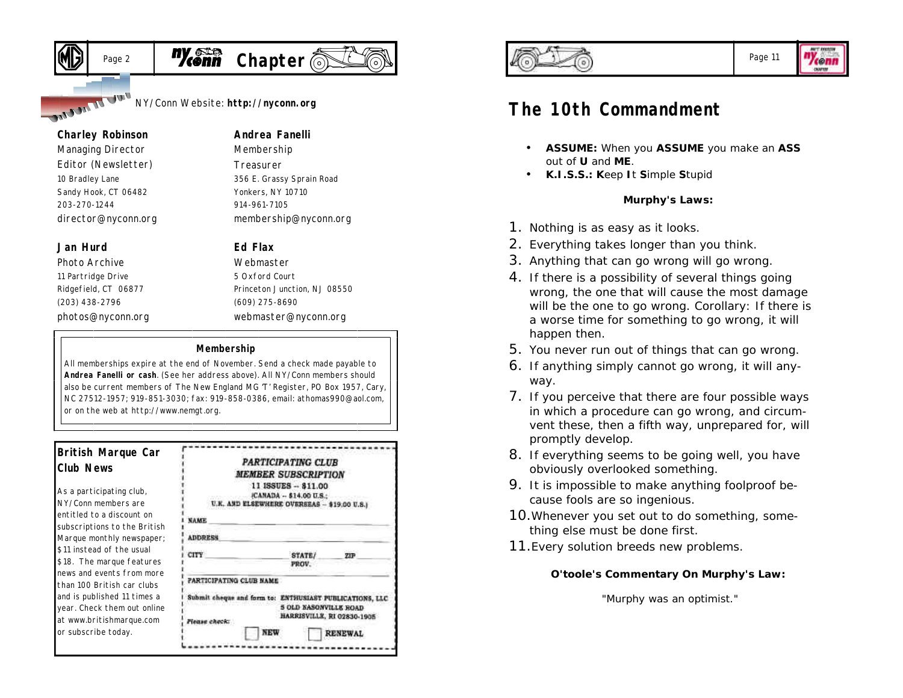NY/Conn Website: **http://nyconn.org**

**Charley Robinson**
Managing Director
Editor (Newsletter)
10 Bradley Lane
Sandy Hook, CT 06482
203-270-1244
director@nyconn.org

**Andrea Fanelli**
Membership
Treasurer
356 E. Grassy Sprain Road
Yonkers, NY 10710
914-961-7105
membership@nyconn.org

**Jan Hurd**
Photo Archive
11 Partridge Drive
Ridgefield, CT 06877
(203) 438-2796
photos@nyconn.org

**Ed Flax**
Webmaster
5 Oxford Court
Princeton Junction, NJ 08550
(609) 275-8690
webmaster@nyconn.org

### Membership

All memberships expire at the end of November. Send a check made payable to **Andrea Fanelli or cash**. (See her address above). All NY/Conn members should also be current members of The New England MG 'T' Register, PO Box 1957, Cary, NC 27512-1957; 919-851-3030; fax: 919-858-0386, email: athomas990@aol.com, or on the web at http://www.nemgt.org.

### British Marque Car Club News

As a participating club, NY/Conn members are entitled to a discount on subscriptions to the British Marque monthly newspaper; $11 instead of the usual $18. The marque features news and events from more than 100 British car clubs and is published 11 times a year. Check them out online at www.britishmarque.com or subscribe today.

*PARTICIPATING CLUB*
*MEMBER SUBSCRIPTION*
11 ISSUES -- $11.00
(CANADA -- $14.00 U.S.;
U.K. AND ELSEWHERE OVERSEAS -- $19.00 U.S.)

NAME ______________________

ADDRESS ______________________

CITY ____________ STATE/PROV. ________ ZIP ________

PARTICIPATING CLUB NAME ______________________

Submit cheque and form to: ENTHUSIAST PUBLICATIONS, LLC
5 OLD NASONVILLE ROAD
HARRISVILLE, RI 02830-1905

*Please check:* ☐ NEW ☐ RENEWAL

# The 10th Commandment

- **ASSUME:** When you **ASSUME** you make an **ASS** out of **U** and **ME**.
- **K.I.S.S.: K**eep **I**t **S**imple **S**tupid

**Murphy's Laws:**

1. Nothing is as easy as it looks.
2. Everything takes longer than you think.
3. Anything that can go wrong will go wrong.
4. If there is a possibility of several things going wrong, the one that will cause the most damage will be the one to go wrong. Corollary: If there is a worse time for something to go wrong, it will happen then.
5. You never run out of things that can go wrong.
6. If anything simply cannot go wrong, it will anyway.
7. If you perceive that there are four possible ways in which a procedure can go wrong, and circumvent these, then a fifth way, unprepared for, will promptly develop.
8. If everything seems to be going well, you have obviously overlooked something.
9. It is impossible to make anything foolproof because fools are so ingenious.
10. Whenever you set out to do something, something else must be done first.
11. Every solution breeds new problems.

**O'toole's Commentary On Murphy's Law:**

"Murphy was an optimist."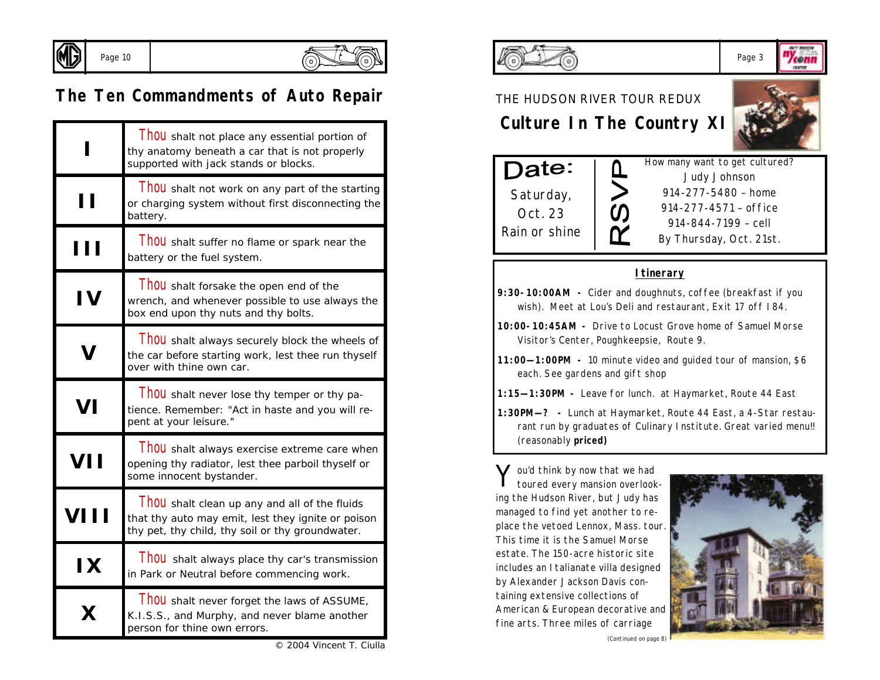# The Ten Commandments of Auto Repair

| | |
|---|---|
| **I** | Thou shalt not place any essential portion of thy anatomy beneath a car that is not properly supported with jack stands or blocks. |
| **II** | Thou shalt not work on any part of the starting or charging system without first disconnecting the battery. |
| **III** | Thou shalt suffer no flame or spark near the battery or the fuel system. |
| **IV** | Thou shalt forsake the open end of the wrench, and whenever possible to use always the box end upon thy nuts and thy bolts. |
| **V** | Thou shalt always securely block the wheels of the car before starting work, lest thee run thyself over with thine own car. |
| **VI** | Thou shalt never lose thy temper or thy patience. Remember: "Act in haste and you will repent at your leisure." |
| **VII** | Thou shalt always exercise extreme care when opening thy radiator, lest thee parboil thyself or some innocent bystander. |
| **VIII** | Thou shalt clean up any and all of the fluids that thy auto may emit, lest they ignite or poison thy pet, thy child, thy soil or thy groundwater. |
| **IX** | Thou shalt always place thy car's transmission in Park or Neutral before commencing work. |
| **X** | Thou shalt never forget the laws of ASSUME, K.I.S.S., and Murphy, and never blame another person for thine own errors. |

© 2004 Vincent T. Ciulla

THE HUDSON RIVER TOUR REDUX

## Culture In The Country XI

**Date:**
Saturday, Oct. 23
Rain or shine

**RSVP**
How many want to get cultured?
Judy Johnson
914-277-5480 – home
914-277-4571 – office
914-844-7199 – cell
By Thursday, Oct. 21st.

### Itinerary

**9:30-10:00AM -** Cider and doughnuts, coffee (breakfast if you wish). Meet at Lou's Deli and restaurant, Exit 17 off I 84.

**10:00-10:45AM -** Drive to Locust Grove home of Samuel Morse Visitor's Center, Poughkeepsie, Route 9.

**11:00—1:00PM -** 10 minute video and guided tour of mansion, $6 each. See gardens and gift shop

**1:15—1:30PM -** Leave for lunch. at Haymarket, Route 44 East

**1:30PM—? -** Lunch at Haymarket, Route 44 East, a 4-Star restaurant run by graduates of Culinary Institute. Great varied menu!! (reasonably **priced)**

You'd think by now that we had toured every mansion overlooking the Hudson River, but Judy has managed to find yet another to replace the vetoed Lennox, Mass. tour. This time it is the Samuel Morse estate. The 150-acre historic site includes an Italianate villa designed by Alexander Jackson Davis containing extensive collections of American & European decorative and fine arts. Three miles of carriage

(Continued on page 8)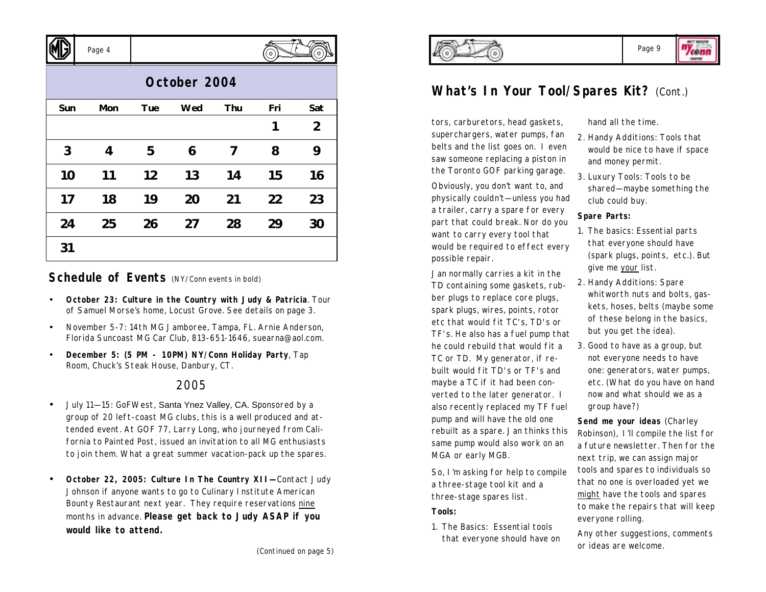## October 2004

| Sun | Mon | Tue | Wed | Thu | Fri | Sat |
|---|---|---|---|---|---|---|
| | | | | | 1 | 2 |
| 3 | 4 | 5 | 6 | 7 | 8 | 9 |
| 10 | 11 | 12 | 13 | 14 | 15 | 16 |
| 17 | 18 | 19 | 20 | 21 | 22 | 23 |
| 24 | 25 | 26 | 27 | 28 | 29 | 30 |
| 31 | | | | | | |

## Schedule of Events (NY/Conn events in bold)

- **October 23: Culture in the Country with Judy & Patricia**. Tour of Samuel Morse's home, Locust Grove. See details on page 3.
- November 5-7: 14th MG Jamboree, Tampa, FL. Arnie Anderson, Florida Suncoast MG Car Club, 813-651-1646, suearna@aol.com.
- **December 5: (5 PM - 10PM) NY/Conn Holiday Party**, Tap Room, Chuck's Steak House, Danbury, CT.

### 2005

- July 11—15: GoFWest, Santa Ynez Valley, CA. Sponsored by a group of 20 left-coast MG clubs, this is a well produced and attended event. At GOF 77, Larry Long, who journeyed from California to Painted Post, issued an invitation to all MG enthusiasts to join them. What a great summer vacation-pack up the spares.
- **October 22, 2005: Culture In The Country XII**—Contact Judy Johnson if anyone wants to go to Culinary Institute American Bounty Restaurant next year. They require reservations nine months in advance. **Please get back to Judy ASAP if you would like to attend.**

(Continued on page 5)

## What's In Your Tool/Spares Kit? (Cont.)

tors, carburetors, head gaskets, superchargers, water pumps, fan belts and the list goes on. I even saw someone replacing a piston in the Toronto GOF parking garage.

Obviously, you don't want to, and physically couldn't—unless you had a trailer, carry a spare for every part that could break. Nor do you want to carry every tool that would be required to effect every possible repair.

Jan normally carries a kit in the TD containing some gaskets, rubber plugs to replace core plugs, spark plugs, wires, points, rotor etc that would fit TC's, TD's or TF's. He also has a fuel pump that he could rebuild that would fit a TC or TD. My generator, if rebuilt would fit TD's or TF's and maybe a TC if it had been converted to the later generator. I also recently replaced my TF fuel pump and will have the old one rebuilt as a spare. Jan thinks this same pump would also work on an MGA or early MGB.

So, I'm asking for help to compile a three-stage tool kit and a three-stage spares list.

**Tools:**

1. The Basics: Essential tools that everyone should have on hand all the time.
2. Handy Additions: Tools that would be nice to have if space and money permit.
3. Luxury Tools: Tools to be shared—maybe something the club could buy.

**Spare Parts:**

1. The basics: Essential parts that everyone should have (spark plugs, points, etc.). But give me your list.
2. Handy Additions: Spare whitworth nuts and bolts, gaskets, hoses, belts (maybe some of these belong in the basics, but you get the idea).
3. Good to have as a group, but not everyone needs to have one: generators, water pumps, etc. (What do you have on hand now and what should we as a group have?)

**Send me your ideas** (Charley Robinson), I'll compile the list for a future newsletter. Then for the next trip, we can assign major tools and spares to individuals so that no one is overloaded yet we might have the tools and spares to make the repairs that will keep everyone rolling.

Any other suggestions, comments or ideas are welcome.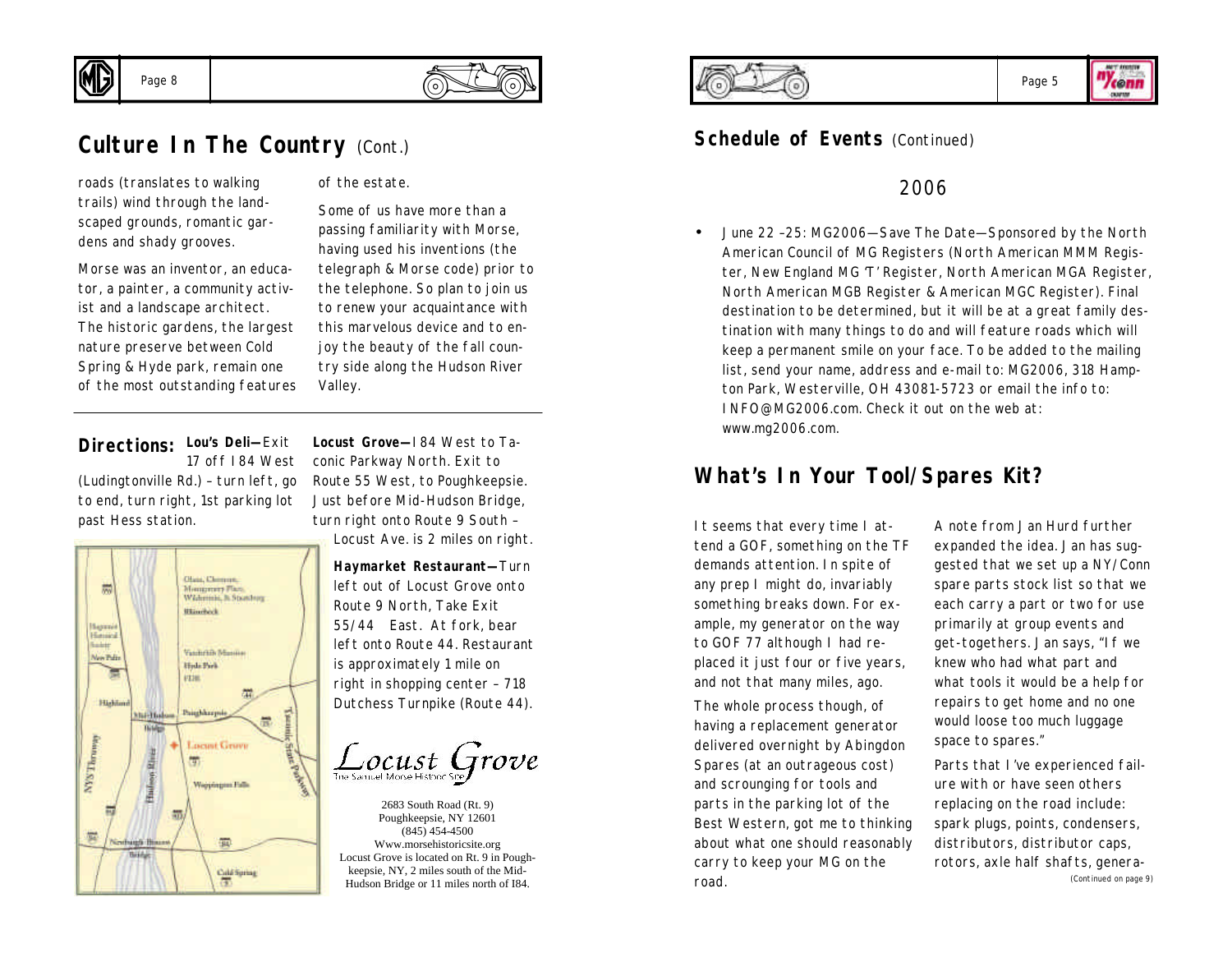## Culture In The Country (Cont.)

roads (translates to walking trails) wind through the landscaped grounds, romantic gardens and shady grooves.

Morse was an inventor, an educator, a painter, a community activist and a landscape architect. The historic gardens, the largest nature preserve between Cold Spring & Hyde park, remain one of the most outstanding features of the estate.

Some of us have more than a passing familiarity with Morse, having used his inventions (the telegraph & Morse code) prior to the telephone. So plan to join us to renew your acquaintance with this marvelous device and to enjoy the beauty of the fall country side along the Hudson River Valley.

**Directions:** **Lou's Deli—**Exit 17 off I 84 West (Ludingtonville Rd.) – turn left, go to end, turn right, 1st parking lot past Hess station.

**Locust Grove—**I 84 West to Taconic Parkway North. Exit to Route 55 West, to Poughkeepsie. Just before Mid-Hudson Bridge, turn right onto Route 9 South – Locust Ave. is 2 miles on right.

**Haymarket Restaurant—**Turn left out of Locust Grove onto Route 9 North, Take Exit 55/44 East. At fork, bear left onto Route 44. Restaurant is approximately 1 mile on right in shopping center – 718 Dutchess Turnpike (Route 44).

Locust Grove
The Samuel Morse Historic Site

2683 South Road (Rt. 9)
Poughkeepsie, NY 12601
(845) 454-4500
Www.morsehistoricsite.org
Locust Grove is located on Rt. 9 in Poughkeepsie, NY, 2 miles south of the Mid-Hudson Bridge or 11 miles north of I84.

## Schedule of Events (Continued)

### 2006

- June 22 –25: MG2006—Save The Date—Sponsored by the North American Council of MG Registers (North American MMM Register, New England MG 'T' Register, North American MGA Register, North American MGB Register & American MGC Register). Final destination to be determined, but it will be at a great family destination with many things to do and will feature roads which will keep a permanent smile on your face. To be added to the mailing list, send your name, address and e-mail to: MG2006, 318 Hampton Park, Westerville, OH 43081-5723 or email the info to: INFO@MG2006.com. Check it out on the web at: www.mg2006.com.

## What's In Your Tool/Spares Kit?

It seems that every time I attend a GOF, something on the TF demands attention. In spite of any prep I might do, invariably something breaks down. For example, my generator on the way to GOF 77 although I had replaced it just four or five years, and not that many miles, ago.

The whole process though, of having a replacement generator delivered overnight by Abingdon Spares (at an outrageous cost) and scrounging for tools and parts in the parking lot of the Best Western, got me to thinking about what one should reasonably carry to keep your MG on the road.

A note from Jan Hurd further expanded the idea. Jan has suggested that we set up a NY/Conn spare parts stock list so that we each carry a part or two for use primarily at group events and get-togethers. Jan says, "If we knew who had what part and what tools it would be a help for repairs to get home and no one would loose too much luggage space to spares."

Parts that I've experienced failure with or have seen others replacing on the road include: spark plugs, points, condensers, distributors, distributor caps, rotors, axle half shafts, genera-

*(Continued on page 9)*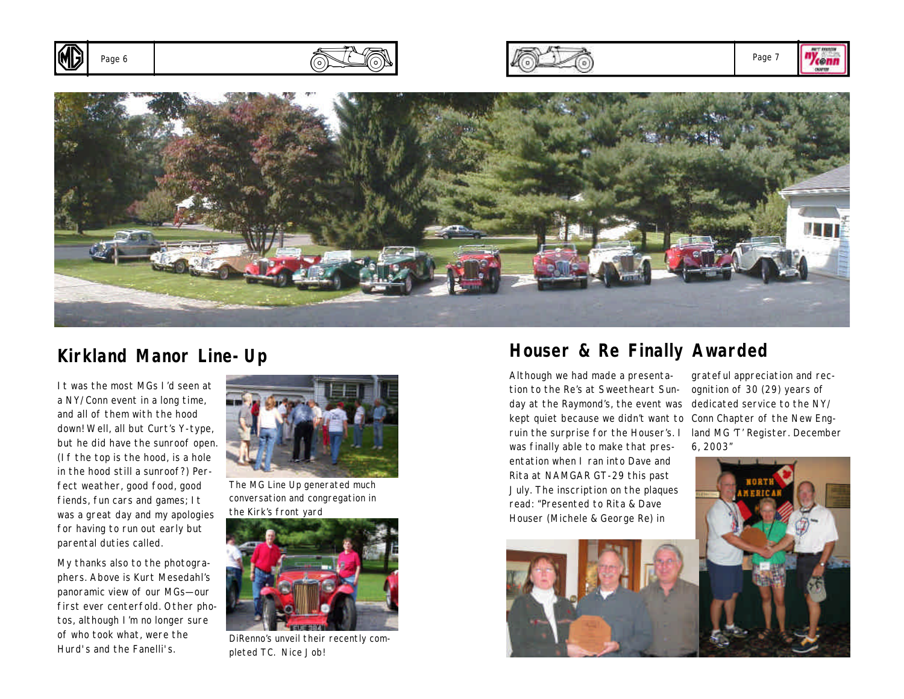## Kirkland Manor Line-Up

It was the most MGs I'd seen at a NY/Conn event in a long time, and all of them with the hood down! Well, all but Curt's Y-type, but he did have the sunroof open. (If the top is the hood, is a hole in the hood still a sunroof?) Perfect weather, good food, good fiends, fun cars and games; It was a great day and my apologies for having to run out early but parental duties called.

My thanks also to the photographers. Above is Kurt Mesedahl's panoramic view of our MGs—our first ever centerfold. Other photos, although I'm no longer sure of who took what, were the Hurd's and the Fanelli's.

The MG Line Up generated much conversation and congregation in the Kirk's front yard

DiRenno's unveil their recently completed TC. Nice Job!

## Houser & Re Finally Awarded

Although we had made a presentation to the Re's at Sweetheart Sunday at the Raymond's, the event was kept quiet because we didn't want to ruin the surprise for the Houser's. I was finally able to make that presentation when I ran into Dave and Rita at NAMGAR GT-29 this past July. The inscription on the plaques read: "Presented to Rita & Dave Houser (Michele & George Re) in grateful appreciation and recognition of 30 (29) years of dedicated service to the NY/Conn Chapter of the New England MG 'T' Register. December 6, 2003"